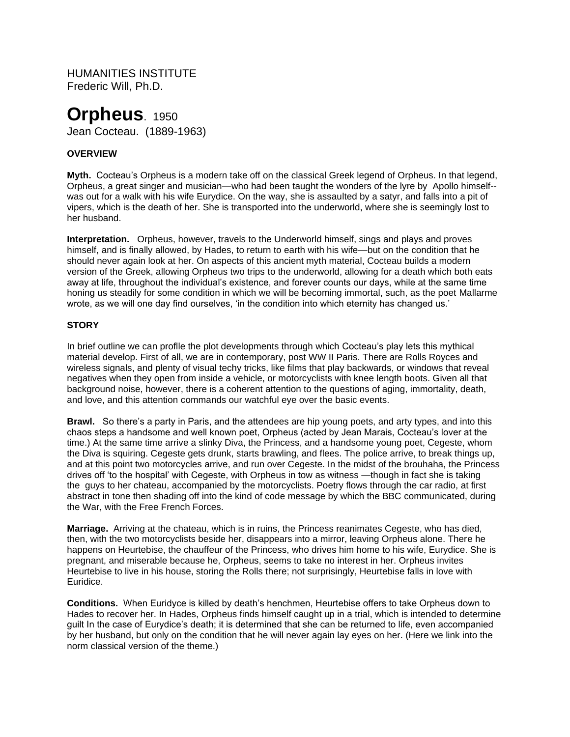HUMANITIES INSTITUTE
Frederic Will, Ph.D.

# **Orpheus**. 1950

Jean Cocteau. (1889-1963)

### OVERVIEW

**Myth.** Cocteau's Orpheus is a modern take off on the classical Greek legend of Orpheus. In that legend, Orpheus, a great singer and musician—who had been taught the wonders of the lyre by Apollo himself--was out for a walk with his wife Eurydice. On the way, she is assaulted by a satyr, and falls into a pit of vipers, which is the death of her. She is transported into the underworld, where she is seemingly lost to her husband.

**Interpretation.** Orpheus, however, travels to the Underworld himself, sings and plays and proves himself, and is finally allowed, by Hades, to return to earth with his wife—but on the condition that he should never again look at her. On aspects of this ancient myth material, Cocteau builds a modern version of the Greek, allowing Orpheus two trips to the underworld, allowing for a death which both eats away at life, throughout the individual's existence, and forever counts our days, while at the same time honing us steadily for some condition in which we will be becoming immortal, such, as the poet Mallarme wrote, as we will one day find ourselves, 'in the condition into which eternity has changed us.'

### STORY

In brief outline we can proflle the plot developments through which Cocteau's play lets this mythical material develop. First of all, we are in contemporary, post WW II Paris. There are Rolls Royces and wireless signals, and plenty of visual techy tricks, like films that play backwards, or windows that reveal negatives when they open from inside a vehicle, or motorcyclists with knee length boots. Given all that background noise, however, there is a coherent attention to the questions of aging, immortality, death, and love, and this attention commands our watchful eye over the basic events.

**Brawl.** So there's a party in Paris, and the attendees are hip young poets, and arty types, and into this chaos steps a handsome and well known poet, Orpheus (acted by Jean Marais, Cocteau's lover at the time.) At the same time arrive a slinky Diva, the Princess, and a handsome young poet, Cegeste, whom the Diva is squiring. Cegeste gets drunk, starts brawling, and flees. The police arrive, to break things up, and at this point two motorcycles arrive, and run over Cegeste. In the midst of the brouhaha, the Princess drives off 'to the hospital' with Cegeste, with Orpheus in tow as witness —though in fact she is taking the guys to her chateau, accompanied by the motorcyclists. Poetry flows through the car radio, at first abstract in tone then shading off into the kind of code message by which the BBC communicated, during the War, with the Free French Forces.

**Marriage.** Arriving at the chateau, which is in ruins, the Princess reanimates Cegeste, who has died, then, with the two motorcyclists beside her, disappears into a mirror, leaving Orpheus alone. There he happens on Heurtebise, the chauffeur of the Princess, who drives him home to his wife, Eurydice. She is pregnant, and miserable because he, Orpheus, seems to take no interest in her. Orpheus invites Heurtebise to live in his house, storing the Rolls there; not surprisingly, Heurtebise falls in love with Euridice.

**Conditions.** When Euridyce is killed by death's henchmen, Heurtebise offers to take Orpheus down to Hades to recover her. In Hades, Orpheus finds himself caught up in a trial, which is intended to determine guilt In the case of Eurydice's death; it is determined that she can be returned to life, even accompanied by her husband, but only on the condition that he will never again lay eyes on her. (Here we link into the norm classical version of the theme.)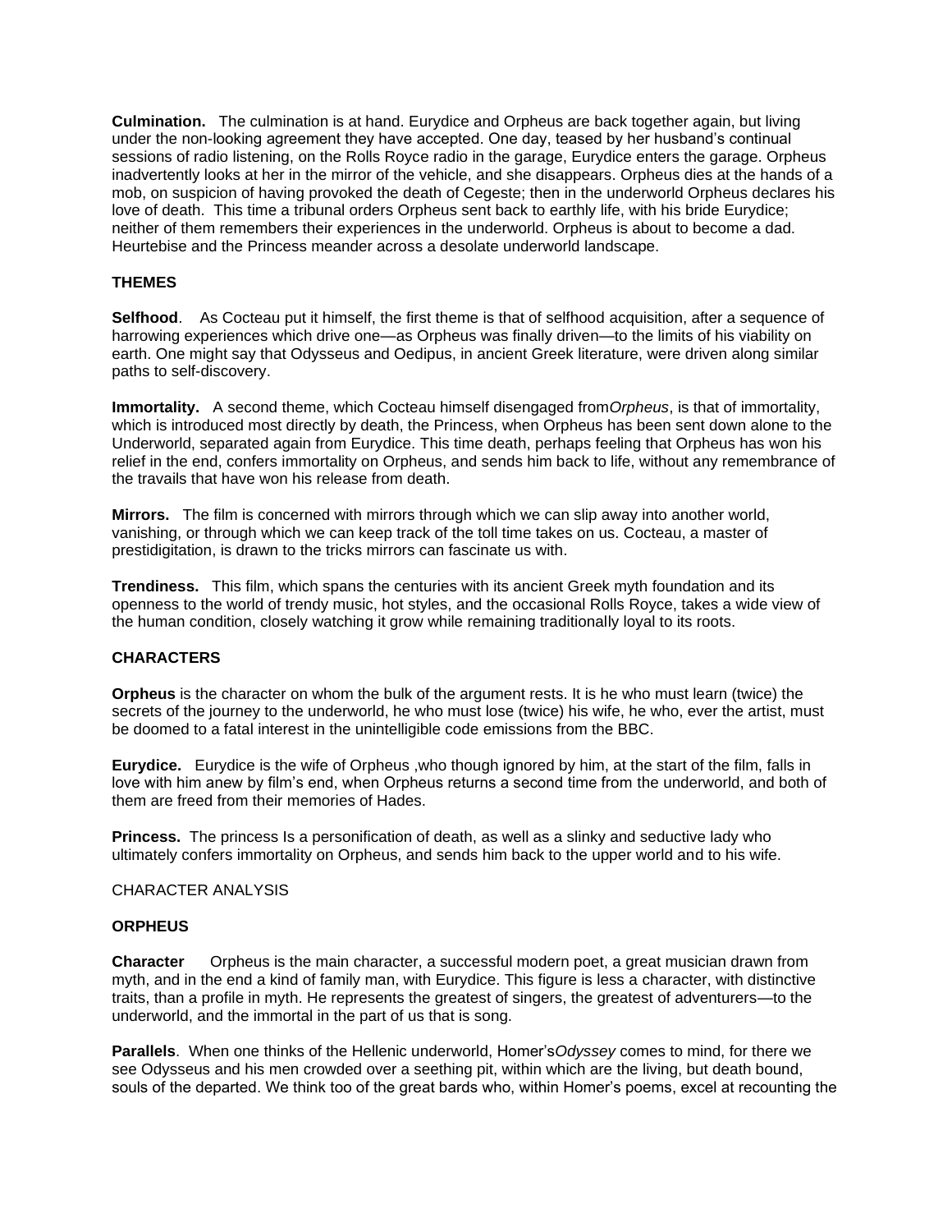**Culmination.** The culmination is at hand. Eurydice and Orpheus are back together again, but living under the non-looking agreement they have accepted. One day, teased by her husband's continual sessions of radio listening, on the Rolls Royce radio in the garage, Eurydice enters the garage. Orpheus inadvertently looks at her in the mirror of the vehicle, and she disappears. Orpheus dies at the hands of a mob, on suspicion of having provoked the death of Cegeste; then in the underworld Orpheus declares his love of death. This time a tribunal orders Orpheus sent back to earthly life, with his bride Eurydice; neither of them remembers their experiences in the underworld. Orpheus is about to become a dad. Heurtebise and the Princess meander across a desolate underworld landscape.

**THEMES**

**Selfhood**. As Cocteau put it himself, the first theme is that of selfhood acquisition, after a sequence of harrowing experiences which drive one—as Orpheus was finally driven—to the limits of his viability on earth. One might say that Odysseus and Oedipus, in ancient Greek literature, were driven along similar paths to self-discovery.

**Immortality.** A second theme, which Cocteau himself disengaged from*Orpheus*, is that of immortality, which is introduced most directly by death, the Princess, when Orpheus has been sent down alone to the Underworld, separated again from Eurydice. This time death, perhaps feeling that Orpheus has won his relief in the end, confers immortality on Orpheus, and sends him back to life, without any remembrance of the travails that have won his release from death.

**Mirrors.** The film is concerned with mirrors through which we can slip away into another world, vanishing, or through which we can keep track of the toll time takes on us. Cocteau, a master of prestidigitation, is drawn to the tricks mirrors can fascinate us with.

**Trendiness.** This film, which spans the centuries with its ancient Greek myth foundation and its openness to the world of trendy music, hot styles, and the occasional Rolls Royce, takes a wide view of the human condition, closely watching it grow while remaining traditionally loyal to its roots.

**CHARACTERS**

**Orpheus** is the character on whom the bulk of the argument rests. It is he who must learn (twice) the secrets of the journey to the underworld, he who must lose (twice) his wife, he who, ever the artist, must be doomed to a fatal interest in the unintelligible code emissions from the BBC.

**Eurydice.** Eurydice is the wife of Orpheus ,who though ignored by him, at the start of the film, falls in love with him anew by film's end, when Orpheus returns a second time from the underworld, and both of them are freed from their memories of Hades.

**Princess.** The princess Is a personification of death, as well as a slinky and seductive lady who ultimately confers immortality on Orpheus, and sends him back to the upper world and to his wife.

CHARACTER ANALYSIS

**ORPHEUS**

**Character** Orpheus is the main character, a successful modern poet, a great musician drawn from myth, and in the end a kind of family man, with Eurydice. This figure is less a character, with distinctive traits, than a profile in myth. He represents the greatest of singers, the greatest of adventurers—to the underworld, and the immortal in the part of us that is song.

**Parallels**. When one thinks of the Hellenic underworld, Homer's*Odyssey* comes to mind, for there we see Odysseus and his men crowded over a seething pit, within which are the living, but death bound, souls of the departed. We think too of the great bards who, within Homer's poems, excel at recounting the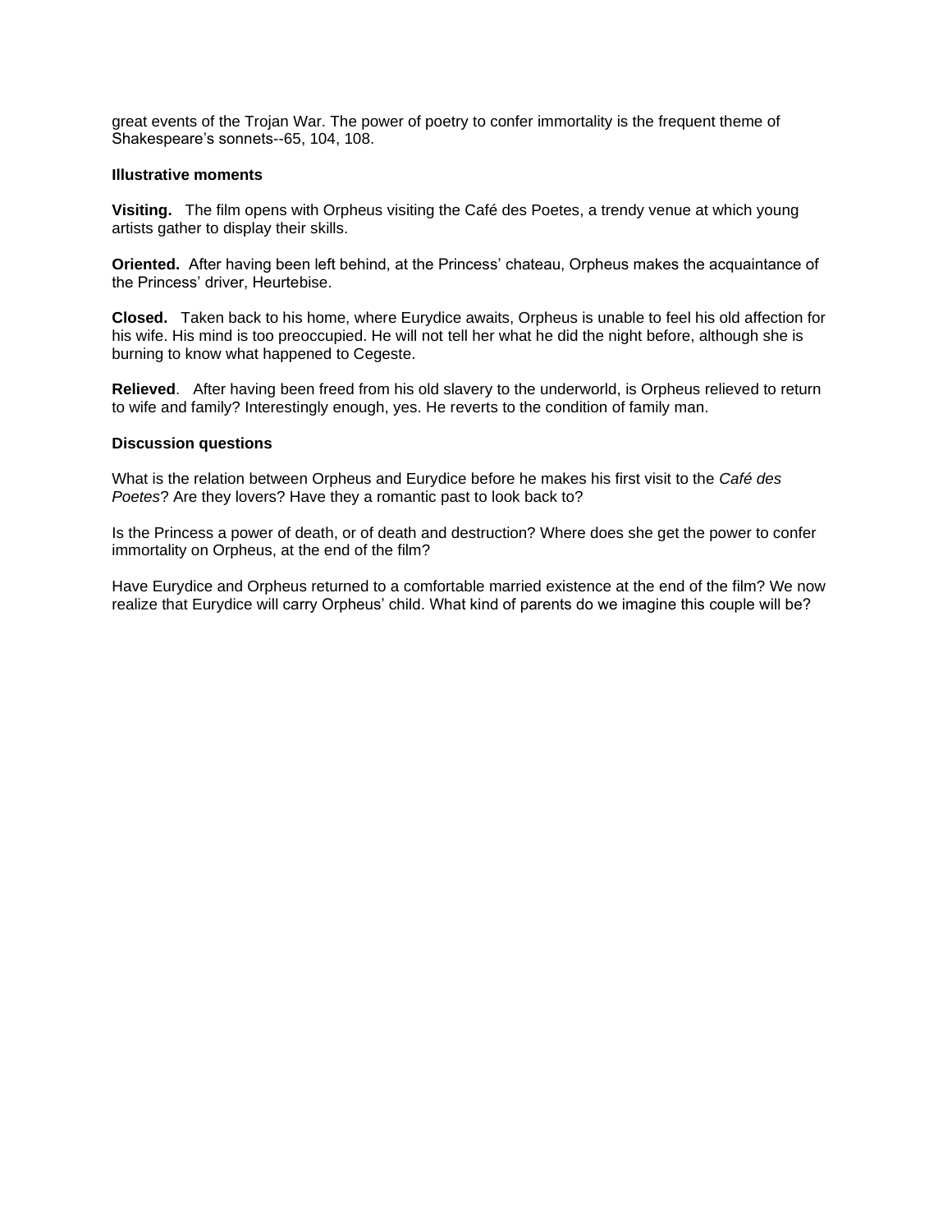great events of the Trojan War. The power of poetry to confer immortality is the frequent theme of Shakespeare's sonnets--65, 104, 108.

**Illustrative moments**

**Visiting.** The film opens with Orpheus visiting the Café des Poetes, a trendy venue at which young artists gather to display their skills.

**Oriented.** After having been left behind, at the Princess' chateau, Orpheus makes the acquaintance of the Princess' driver, Heurtebise.

**Closed.** Taken back to his home, where Eurydice awaits, Orpheus is unable to feel his old affection for his wife. His mind is too preoccupied. He will not tell her what he did the night before, although she is burning to know what happened to Cegeste.

**Relieved**. After having been freed from his old slavery to the underworld, is Orpheus relieved to return to wife and family? Interestingly enough, yes. He reverts to the condition of family man.

**Discussion questions**

What is the relation between Orpheus and Eurydice before he makes his first visit to the *Café des Poetes*? Are they lovers? Have they a romantic past to look back to?

Is the Princess a power of death, or of death and destruction? Where does she get the power to confer immortality on Orpheus, at the end of the film?

Have Eurydice and Orpheus returned to a comfortable married existence at the end of the film? We now realize that Eurydice will carry Orpheus' child. What kind of parents do we imagine this couple will be?